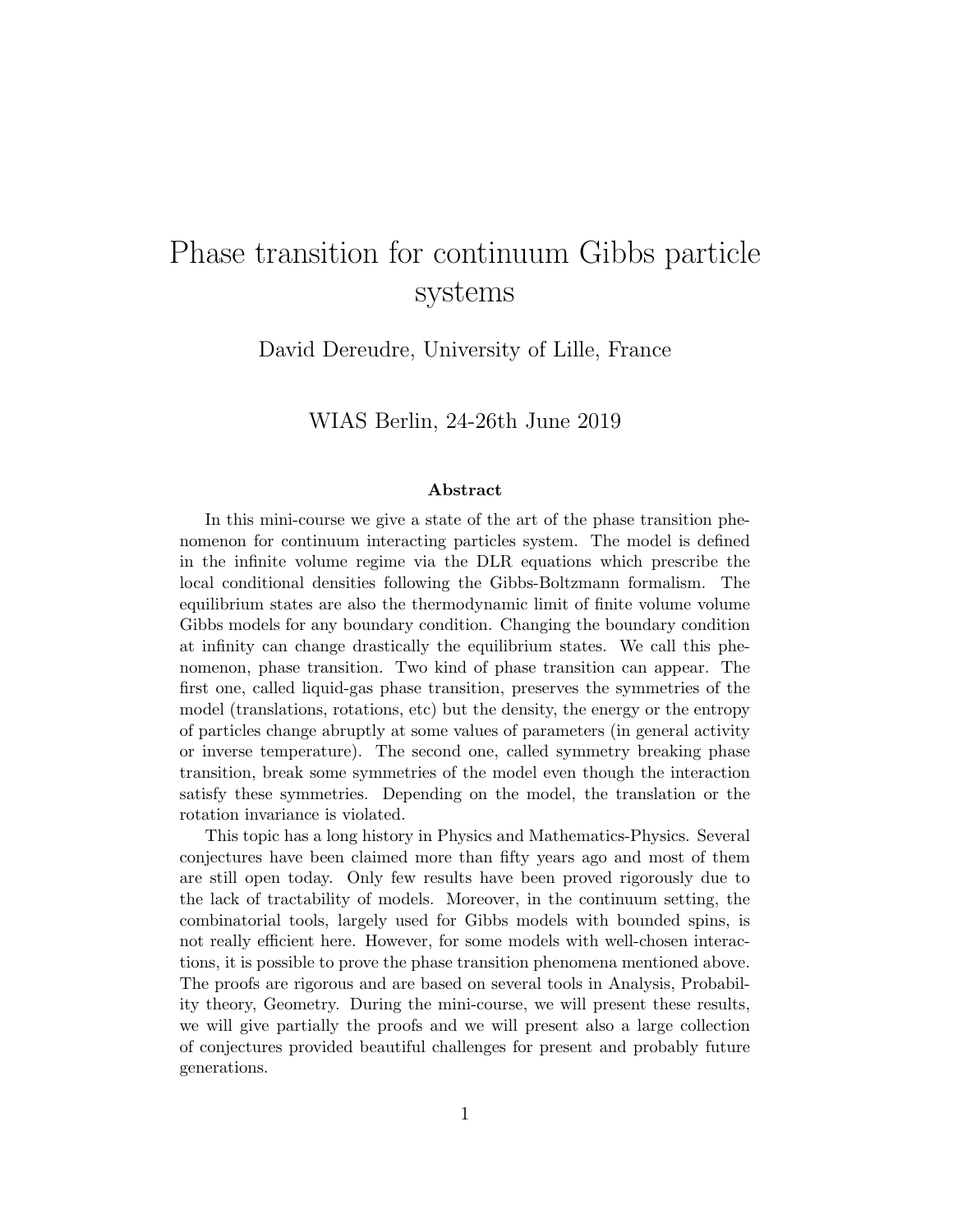# Phase transition for continuum Gibbs particle systems

David Dereudre, University of Lille, France

WIAS Berlin, 24-26th June 2019

### Abstract

In this mini-course we give a state of the art of the phase transition phenomenon for continuum interacting particles system. The model is defined in the infinite volume regime via the DLR equations which prescribe the local conditional densities following the Gibbs-Boltzmann formalism. The equilibrium states are also the thermodynamic limit of finite volume volume Gibbs models for any boundary condition. Changing the boundary condition at infinity can change drastically the equilibrium states. We call this phenomenon, phase transition. Two kind of phase transition can appear. The first one, called liquid-gas phase transition, preserves the symmetries of the model (translations, rotations, etc) but the density, the energy or the entropy of particles change abruptly at some values of parameters (in general activity or inverse temperature). The second one, called symmetry breaking phase transition, break some symmetries of the model even though the interaction satisfy these symmetries. Depending on the model, the translation or the rotation invariance is violated.

This topic has a long history in Physics and Mathematics-Physics. Several conjectures have been claimed more than fifty years ago and most of them are still open today. Only few results have been proved rigorously due to the lack of tractability of models. Moreover, in the continuum setting, the combinatorial tools, largely used for Gibbs models with bounded spins, is not really efficient here. However, for some models with well-chosen interactions, it is possible to prove the phase transition phenomena mentioned above. The proofs are rigorous and are based on several tools in Analysis, Probability theory, Geometry. During the mini-course, we will present these results, we will give partially the proofs and we will present also a large collection of conjectures provided beautiful challenges for present and probably future generations.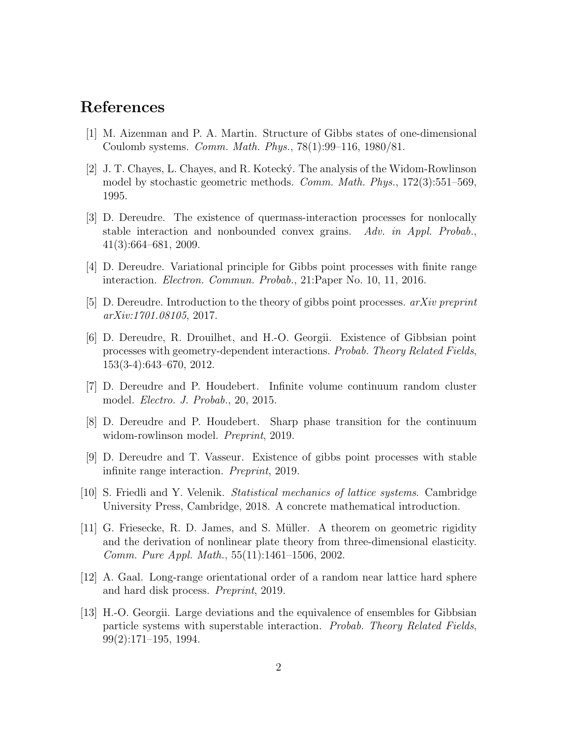# References

[1] M. Aizenman and P. A. Martin. Structure of Gibbs states of one-dimensional Coulomb systems. *Comm. Math. Phys.*, 78(1):99–116, 1980/81.

[2] J. T. Chayes, L. Chayes, and R. Kotecký. The analysis of the Widom-Rowlinson model by stochastic geometric methods. *Comm. Math. Phys.*, 172(3):551–569, 1995.

[3] D. Dereudre. The existence of quermass-interaction processes for nonlocally stable interaction and nonbounded convex grains. *Adv. in Appl. Probab.*, 41(3):664–681, 2009.

[4] D. Dereudre. Variational principle for Gibbs point processes with finite range interaction. *Electron. Commun. Probab.*, 21:Paper No. 10, 11, 2016.

[5] D. Dereudre. Introduction to the theory of gibbs point processes. *arXiv preprint arXiv:1701.08105*, 2017.

[6] D. Dereudre, R. Drouilhet, and H.-O. Georgii. Existence of Gibbsian point processes with geometry-dependent interactions. *Probab. Theory Related Fields*, 153(3-4):643–670, 2012.

[7] D. Dereudre and P. Houdebert. Infinite volume continuum random cluster model. *Electro. J. Probab.*, 20, 2015.

[8] D. Dereudre and P. Houdebert. Sharp phase transition for the continuum widom-rowlinson model. *Preprint*, 2019.

[9] D. Dereudre and T. Vasseur. Existence of gibbs point processes with stable infinite range interaction. *Preprint*, 2019.

[10] S. Friedli and Y. Velenik. *Statistical mechanics of lattice systems*. Cambridge University Press, Cambridge, 2018. A concrete mathematical introduction.

[11] G. Friesecke, R. D. James, and S. Müller. A theorem on geometric rigidity and the derivation of nonlinear plate theory from three-dimensional elasticity. *Comm. Pure Appl. Math.*, 55(11):1461–1506, 2002.

[12] A. Gaal. Long-range orientational order of a random near lattice hard sphere and hard disk process. *Preprint*, 2019.

[13] H.-O. Georgii. Large deviations and the equivalence of ensembles for Gibbsian particle systems with superstable interaction. *Probab. Theory Related Fields*, 99(2):171–195, 1994.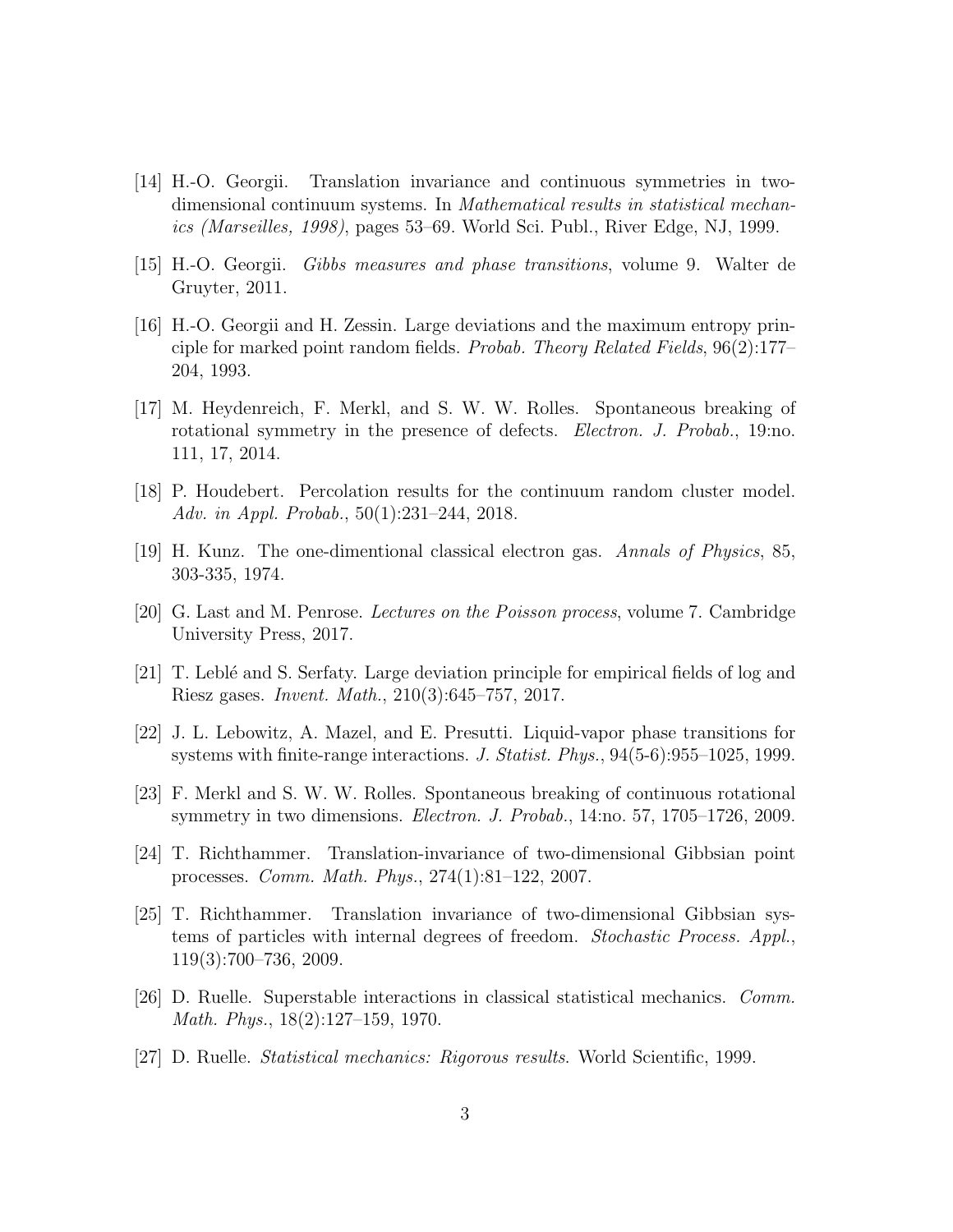[14] H.-O. Georgii. Translation invariance and continuous symmetries in two-dimensional continuum systems. In *Mathematical results in statistical mechanics (Marseilles, 1998)*, pages 53–69. World Sci. Publ., River Edge, NJ, 1999.

[15] H.-O. Georgii. *Gibbs measures and phase transitions*, volume 9. Walter de Gruyter, 2011.

[16] H.-O. Georgii and H. Zessin. Large deviations and the maximum entropy principle for marked point random fields. *Probab. Theory Related Fields*, 96(2):177–204, 1993.

[17] M. Heydenreich, F. Merkl, and S. W. W. Rolles. Spontaneous breaking of rotational symmetry in the presence of defects. *Electron. J. Probab.*, 19:no. 111, 17, 2014.

[18] P. Houdebert. Percolation results for the continuum random cluster model. *Adv. in Appl. Probab.*, 50(1):231–244, 2018.

[19] H. Kunz. The one-dimentional classical electron gas. *Annals of Physics*, 85, 303-335, 1974.

[20] G. Last and M. Penrose. *Lectures on the Poisson process*, volume 7. Cambridge University Press, 2017.

[21] T. Leblé and S. Serfaty. Large deviation principle for empirical fields of log and Riesz gases. *Invent. Math.*, 210(3):645–757, 2017.

[22] J. L. Lebowitz, A. Mazel, and E. Presutti. Liquid-vapor phase transitions for systems with finite-range interactions. *J. Statist. Phys.*, 94(5-6):955–1025, 1999.

[23] F. Merkl and S. W. W. Rolles. Spontaneous breaking of continuous rotational symmetry in two dimensions. *Electron. J. Probab.*, 14:no. 57, 1705–1726, 2009.

[24] T. Richthammer. Translation-invariance of two-dimensional Gibbsian point processes. *Comm. Math. Phys.*, 274(1):81–122, 2007.

[25] T. Richthammer. Translation invariance of two-dimensional Gibbsian systems of particles with internal degrees of freedom. *Stochastic Process. Appl.*, 119(3):700–736, 2009.

[26] D. Ruelle. Superstable interactions in classical statistical mechanics. *Comm. Math. Phys.*, 18(2):127–159, 1970.

[27] D. Ruelle. *Statistical mechanics: Rigorous results*. World Scientific, 1999.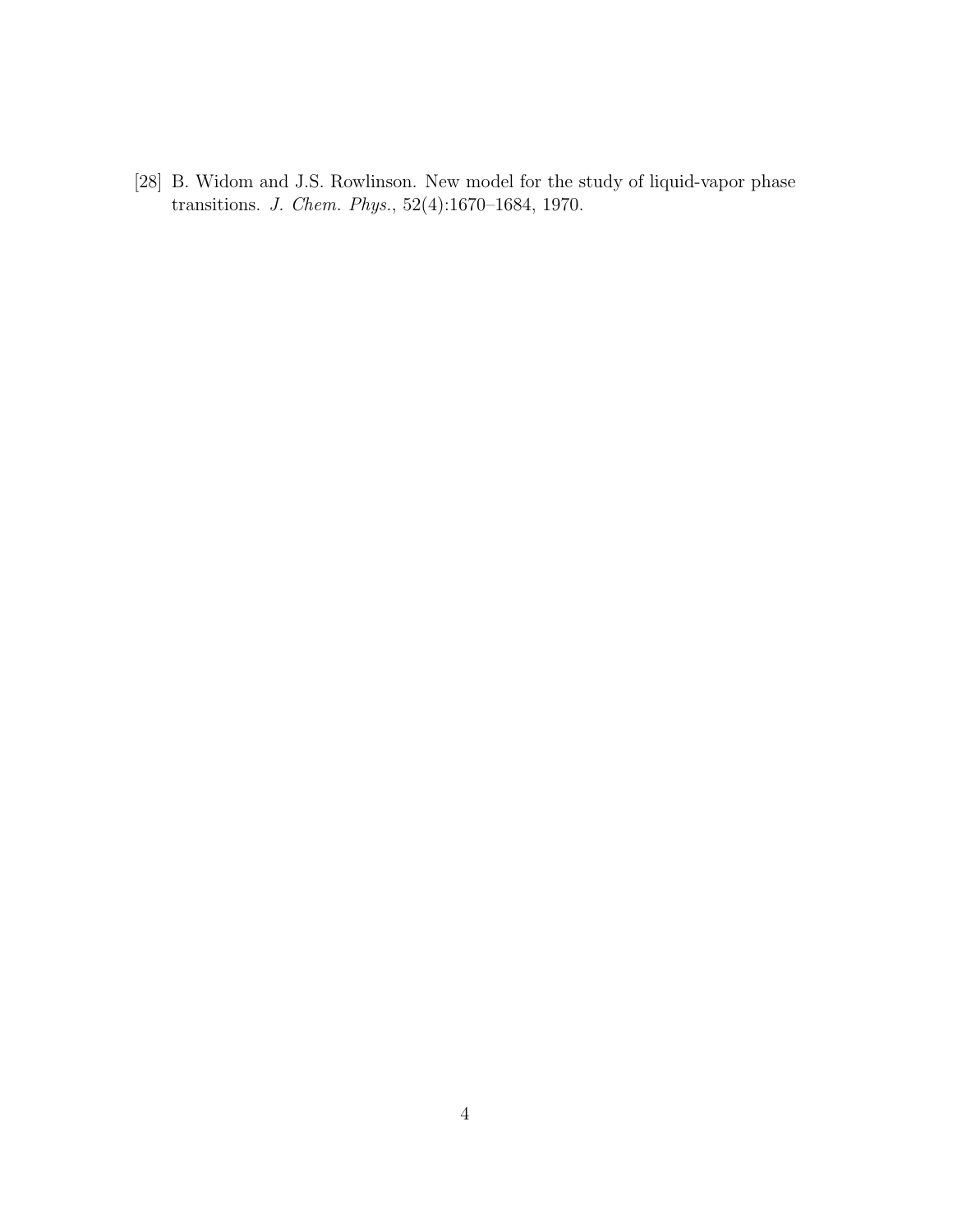[28] B. Widom and J.S. Rowlinson. New model for the study of liquid-vapor phase transitions. *J. Chem. Phys.*, 52(4):1670–1684, 1970.